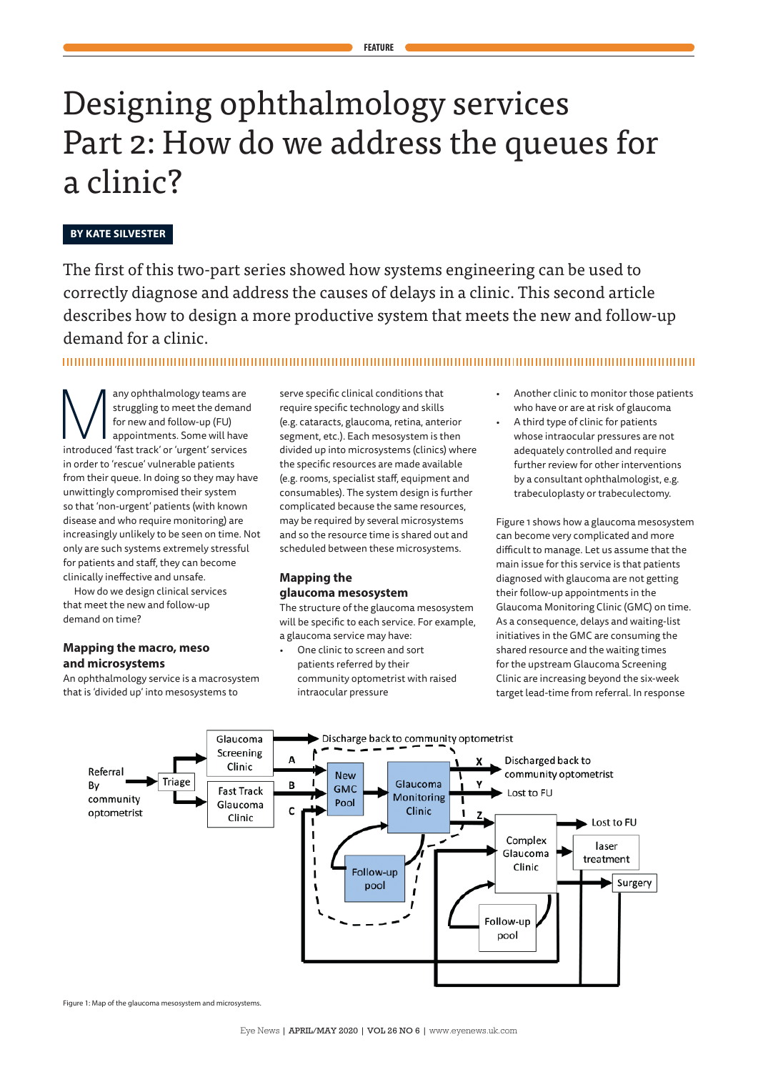# Designing ophthalmology services Part 2: How do we address the queues for a clinic?

**BY KATE SILVESTER**

The first of this two-part series showed how systems engineering can be used to correctly diagnose and address the causes of delays in a clinic. This second article describes how to design a more productive system that meets the new and follow-up demand for a clinic.

Many ophthalmology teams are struggling to meet the demand for new and follow-up (FU) appointments. Some will have introduced 'fast track' or 'urgent' services in order to 'rescue' vulnerable patients from their queue. In doing so they may have unwittingly compromised their system so that 'non-urgent' patients (with known disease and who require monitoring) are increasingly unlikely to be seen on time. Not only are such systems extremely stressful for patients and staff, they can become clinically ineffective and unsafe.

How do we design clinical services that meet the new and follow-up demand on time?

### Mapping the macro, meso and microsystems

An ophthalmology service is a macrosystem that is 'divided up' into mesosystems to serve specific clinical conditions that require specific technology and skills (e.g. cataracts, glaucoma, retina, anterior segment, etc.). Each mesosystem is then divided up into microsystems (clinics) where the specific resources are made available (e.g. rooms, specialist staff, equipment and consumables). The system design is further complicated because the same resources, may be required by several microsystems and so the resource time is shared out and scheduled between these microsystems.

### Mapping the glaucoma mesosystem

The structure of the glaucoma mesosystem will be specific to each service. For example, a glaucoma service may have:

- One clinic to screen and sort patients referred by their community optometrist with raised intraocular pressure
- Another clinic to monitor those patients who have or are at risk of glaucoma
- A third type of clinic for patients whose intraocular pressures are not adequately controlled and require further review for other interventions by a consultant ophthalmologist, e.g. trabeculoplasty or trabeculectomy.

Figure 1 shows how a glaucoma mesosystem can become very complicated and more difficult to manage. Let us assume that the main issue for this service is that patients diagnosed with glaucoma are not getting their follow-up appointments in the Glaucoma Monitoring Clinic (GMC) on time. As a consequence, delays and waiting-list initiatives in the GMC are consuming the shared resource and the waiting times for the upstream Glaucoma Screening Clinic are increasing beyond the six-week target lead-time from referral. In response

Figure 1: Map of the glaucoma mesosystem and microsystems.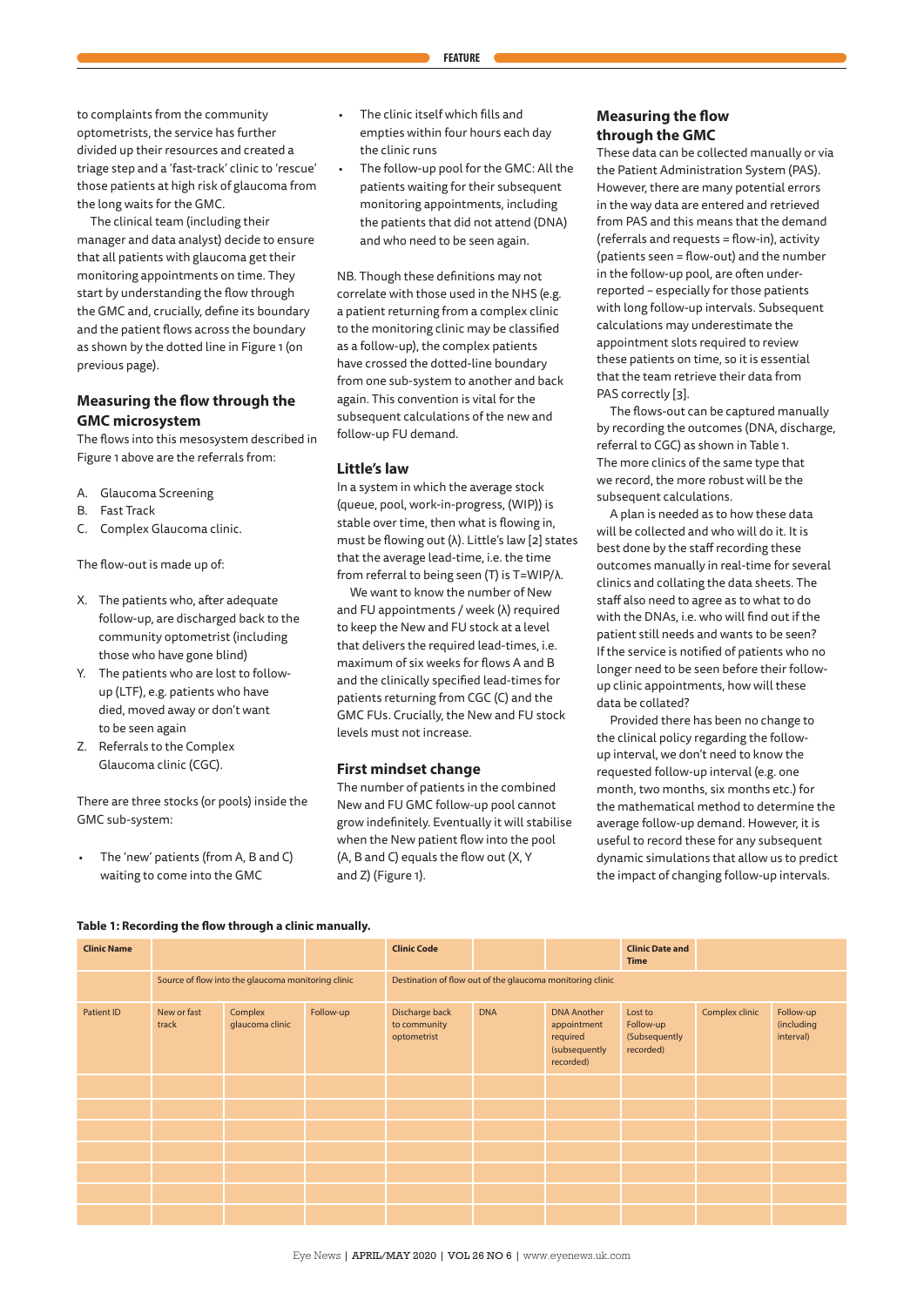to complaints from the community optometrists, the service has further divided up their resources and created a triage step and a 'fast-track' clinic to 'rescue' those patients at high risk of glaucoma from the long waits for the GMC.

The clinical team (including their manager and data analyst) decide to ensure that all patients with glaucoma get their monitoring appointments on time. They start by understanding the flow through the GMC and, crucially, define its boundary and the patient flows across the boundary as shown by the dotted line in Figure 1 (on previous page).

## Measuring the flow through the GMC microsystem

The flows into this mesosystem described in Figure 1 above are the referrals from:

A. Glaucoma Screening
B. Fast Track
C. Complex Glaucoma clinic.

The flow-out is made up of:

X. The patients who, after adequate follow-up, are discharged back to the community optometrist (including those who have gone blind)
Y. The patients who are lost to follow-up (LTF), e.g. patients who have died, moved away or don't want to be seen again
Z. Referrals to the Complex Glaucoma clinic (CGC).

There are three stocks (or pools) inside the GMC sub-system:

- The 'new' patients (from A, B and C) waiting to come into the GMC
- The clinic itself which fills and empties within four hours each day the clinic runs
- The follow-up pool for the GMC: All the patients waiting for their subsequent monitoring appointments, including the patients that did not attend (DNA) and who need to be seen again.

NB. Though these definitions may not correlate with those used in the NHS (e.g. a patient returning from a complex clinic to the monitoring clinic may be classified as a follow-up), the complex patients have crossed the dotted-line boundary from one sub-system to another and back again. This convention is vital for the subsequent calculations of the new and follow-up FU demand.

## Little's law

In a system in which the average stock (queue, pool, work-in-progress, (WIP)) is stable over time, then what is flowing in, must be flowing out (λ). Little's law [2] states that the average lead-time, i.e. the time from referral to being seen (T) is T=WIP/λ.

We want to know the number of New and FU appointments / week (λ) required to keep the New and FU stock at a level that delivers the required lead-times, i.e. maximum of six weeks for flows A and B and the clinically specified lead-times for patients returning from CGC (C) and the GMC FUs. Crucially, the New and FU stock levels must not increase.

## First mindset change

The number of patients in the combined New and FU GMC follow-up pool cannot grow indefinitely. Eventually it will stabilise when the New patient flow into the pool (A, B and C) equals the flow out (X, Y and Z) (Figure 1).

## Measuring the flow through the GMC

These data can be collected manually or via the Patient Administration System (PAS). However, there are many potential errors in the way data are entered and retrieved from PAS and this means that the demand (referrals and requests = flow-in), activity (patients seen = flow-out) and the number in the follow-up pool, are often under-reported – especially for those patients with long follow-up intervals. Subsequent calculations may underestimate the appointment slots required to review these patients on time, so it is essential that the team retrieve their data from PAS correctly [3].

The flows-out can be captured manually by recording the outcomes (DNA, discharge, referral to CGC) as shown in Table 1. The more clinics of the same type that we record, the more robust will be the subsequent calculations.

A plan is needed as to how these data will be collected and who will do it. It is best done by the staff recording these outcomes manually in real-time for several clinics and collating the data sheets. The staff also need to agree as to what to do with the DNAs, i.e. who will find out if the patient still needs and wants to be seen? If the service is notified of patients who no longer need to be seen before their follow-up clinic appointments, how will these data be collated?

Provided there has been no change to the clinical policy regarding the follow-up interval, we don't need to know the requested follow-up interval (e.g. one month, two months, six months etc.) for the mathematical method to determine the average follow-up demand. However, it is useful to record these for any subsequent dynamic simulations that allow us to predict the impact of changing follow-up intervals.

**Table 1: Recording the flow through a clinic manually.**

| Clinic Name | | | | Clinic Code | | | Clinic Date and Time | | |
|---|---|---|---|---|---|---|---|---|---|
| | Source of flow into the glaucoma monitoring clinic | | | Destination of flow out of the glaucoma monitoring clinic | | | | | |
| Patient ID | New or fast track | Complex glaucoma clinic | Follow-up | Discharge back to community optometrist | DNA | DNA Another appointment required (subsequently recorded) | Lost to Follow-up (Subsequently recorded) | Complex clinic | Follow-up (including interval) |
| | | | | | | | | | |
| | | | | | | | | | |
| | | | | | | | | | |
| | | | | | | | | | |
| | | | | | | | | | |
| | | | | | | | | | |
| | | | | | | | | | |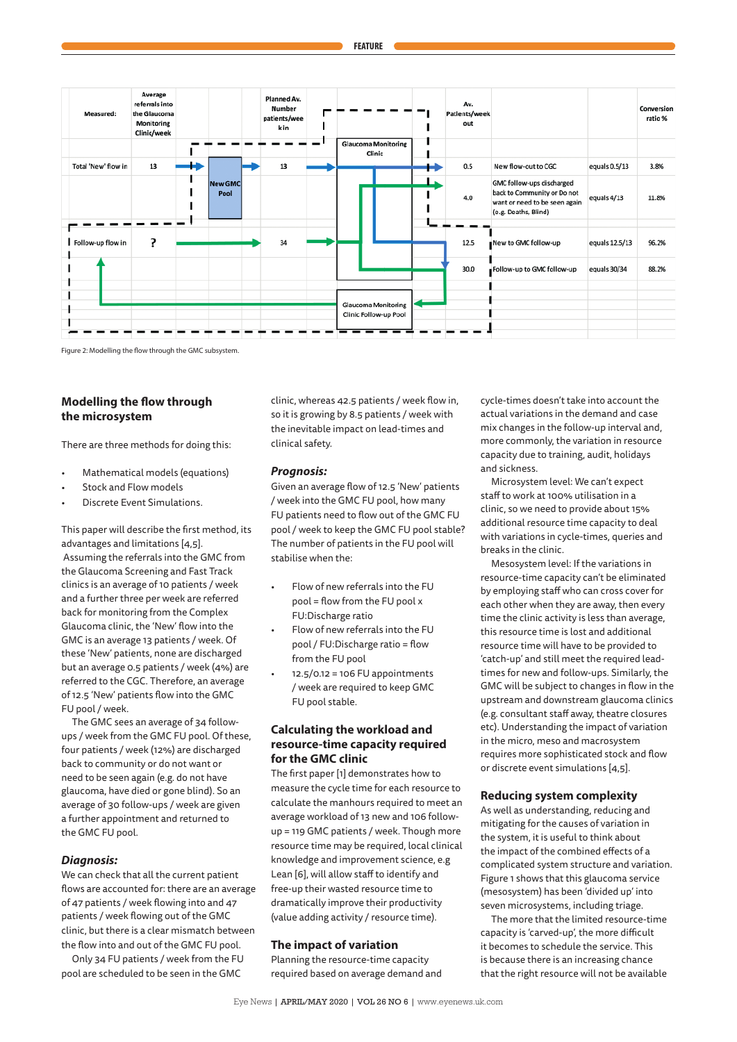| Measured: | Average referrals into the Glaucoma Monitoring Clinic/week | Planned Av. Number patients/week in | Av. Patients/week out | | | Conversion ratio % |
|---|---|---|---|---|---|---|
| Total 'New' flow in | 13 | 13 | 0.5 | New flow-out to CGC | equals 0.5/13 | 3.8% |
| | | | 4.0 | GMC follow-ups discharged back to Community or Do not want or need to be seen again (e.g. Deaths, Blind) | equals 4/13 | 11.8% |
| Follow-up flow in | ? | 34 | 12.5 | New to GMC follow-up | equals 12.5/13 | 96.2% |
| | | | 30.0 | Follow-up to GMC follow-up | equals 30/34 | 88.2% |

New GMC Pool — Glaucoma Monitoring Clinic — Glaucoma Monitoring Clinic Follow-up Pool

Figure 2: Modelling the flow through the GMC subsystem.

## Modelling the flow through the microsystem

There are three methods for doing this:

- Mathematical models (equations)
- Stock and Flow models
- Discrete Event Simulations.

This paper will describe the first method, its advantages and limitations [4,5].

Assuming the referrals into the GMC from the Glaucoma Screening and Fast Track clinics is an average of 10 patients / week and a further three per week are referred back for monitoring from the Complex Glaucoma clinic, the 'New' flow into the GMC is an average 13 patients / week. Of these 'New' patients, none are discharged but an average 0.5 patients / week (4%) are referred to the CGC. Therefore, an average of 12.5 'New' patients flow into the GMC FU pool / week.

The GMC sees an average of 34 follow-ups / week from the GMC FU pool. Of these, four patients / week (12%) are discharged back to community or do not want or need to be seen again (e.g. do not have glaucoma, have died or gone blind). So an average of 30 follow-ups / week are given a further appointment and returned to the GMC FU pool.

### *Diagnosis:*

We can check that all the current patient flows are accounted for: there are an average of 47 patients / week flowing into and 47 patients / week flowing out of the GMC clinic, but there is a clear mismatch between the flow into and out of the GMC FU pool.

Only 34 FU patients / week from the FU pool are scheduled to be seen in the GMC clinic, whereas 42.5 patients / week flow in, so it is growing by 8.5 patients / week with the inevitable impact on lead-times and clinical safety.

### *Prognosis:*

Given an average flow of 12.5 'New' patients / week into the GMC FU pool, how many FU patients need to flow out of the GMC FU pool / week to keep the GMC FU pool stable? The number of patients in the FU pool will stabilise when the:

- Flow of new referrals into the FU pool = flow from the FU pool x FU:Discharge ratio
- Flow of new referrals into the FU pool / FU:Discharge ratio = flow from the FU pool
- 12.5/0.12 = 106 FU appointments / week are required to keep GMC FU pool stable.

## Calculating the workload and resource-time capacity required for the GMC clinic

The first paper [1] demonstrates how to measure the cycle time for each resource to calculate the manhours required to meet an average workload of 13 new and 106 follow-up = 119 GMC patients / week. Though more resource time may be required, local clinical knowledge and improvement science, e.g Lean [6], will allow staff to identify and free-up their wasted resource time to dramatically improve their productivity (value adding activity / resource time).

## The impact of variation

Planning the resource-time capacity required based on average demand and cycle-times doesn't take into account the actual variations in the demand and case mix changes in the follow-up interval and, more commonly, the variation in resource capacity due to training, audit, holidays and sickness.

Microsystem level: We can't expect staff to work at 100% utilisation in a clinic, so we need to provide about 15% additional resource time capacity to deal with variations in cycle-times, queries and breaks in the clinic.

Mesosystem level: If the variations in resource-time capacity can't be eliminated by employing staff who can cross cover for each other when they are away, then every time the clinic activity is less than average, this resource time is lost and additional resource time will have to be provided to 'catch-up' and still meet the required lead-times for new and follow-ups. Similarly, the GMC will be subject to changes in flow in the upstream and downstream glaucoma clinics (e.g. consultant staff away, theatre closures etc). Understanding the impact of variation in the meso and macrosystem requires more sophisticated stock and flow or discrete event simulations [4,5].

## Reducing system complexity

As well as understanding, reducing and mitigating for the causes of variation in the system, it is useful to think about the impact of the combined effects of a complicated system structure and variation. Figure 1 shows that this glaucoma service (mesosystem) has been 'divided up' into seven microsystems, including triage.

The more that the limited resource-time capacity is 'carved-up', the more difficult it becomes to schedule the service. This is because there is an increasing chance that the right resource will not be available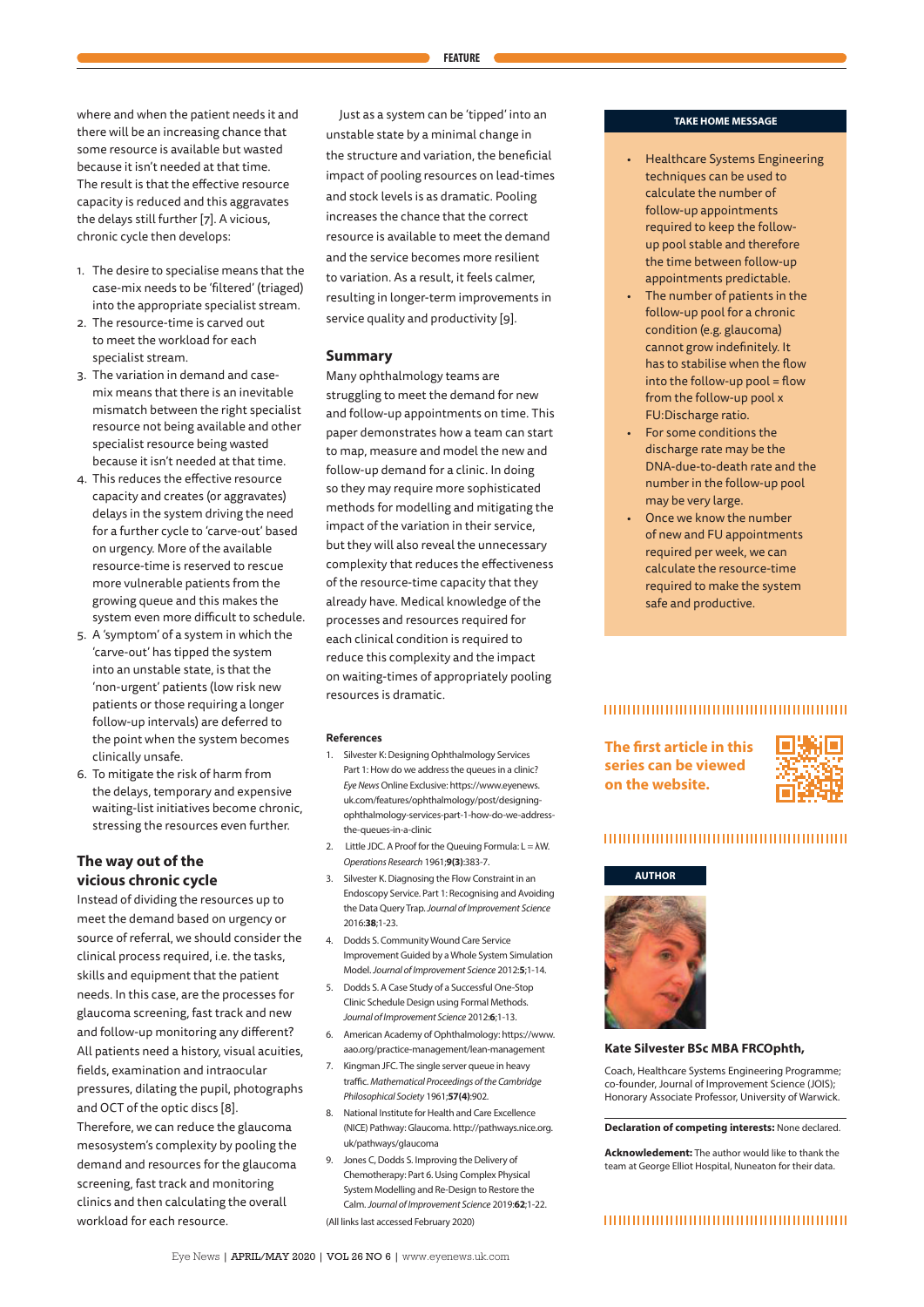where and when the patient needs it and there will be an increasing chance that some resource is available but wasted because it isn't needed at that time. The result is that the effective resource capacity is reduced and this aggravates the delays still further [7]. A vicious, chronic cycle then develops:

1. The desire to specialise means that the case-mix needs to be 'filtered' (triaged) into the appropriate specialist stream.
2. The resource-time is carved out to meet the workload for each specialist stream.
3. The variation in demand and case-mix means that there is an inevitable mismatch between the right specialist resource not being available and other specialist resource being wasted because it isn't needed at that time.
4. This reduces the effective resource capacity and creates (or aggravates) delays in the system driving the need for a further cycle to 'carve-out' based on urgency. More of the available resource-time is reserved to rescue more vulnerable patients from the growing queue and this makes the system even more difficult to schedule.
5. A 'symptom' of a system in which the 'carve-out' has tipped the system into an unstable state, is that the 'non-urgent' patients (low risk new patients or those requiring a longer follow-up intervals) are deferred to the point when the system becomes clinically unsafe.
6. To mitigate the risk of harm from the delays, temporary and expensive waiting-list initiatives become chronic, stressing the resources even further.

## The way out of the vicious chronic cycle

Instead of dividing the resources up to meet the demand based on urgency or source of referral, we should consider the clinical process required, i.e. the tasks, skills and equipment that the patient needs. In this case, are the processes for glaucoma screening, fast track and new and follow-up monitoring any different? All patients need a history, visual acuities, fields, examination and intraocular pressures, dilating the pupil, photographs and OCT of the optic discs [8]. Therefore, we can reduce the glaucoma mesosystem's complexity by pooling the demand and resources for the glaucoma screening, fast track and monitoring clinics and then calculating the overall workload for each resource.

Just as a system can be 'tipped' into an unstable state by a minimal change in the structure and variation, the beneficial impact of pooling resources on lead-times and stock levels is as dramatic. Pooling increases the chance that the correct resource is available to meet the demand and the service becomes more resilient to variation. As a result, it feels calmer, resulting in longer-term improvements in service quality and productivity [9].

## Summary

Many ophthalmology teams are struggling to meet the demand for new and follow-up appointments on time. This paper demonstrates how a team can start to map, measure and model the new and follow-up demand for a clinic. In doing so they may require more sophisticated methods for modelling and mitigating the impact of the variation in their service, but they will also reveal the unnecessary complexity that reduces the effectiveness of the resource-time capacity that they already have. Medical knowledge of the processes and resources required for each clinical condition is required to reduce this complexity and the impact on waiting-times of appropriately pooling resources is dramatic.

### References

1. Silvester K: Designing Ophthalmology Services Part 1: How do we address the queues in a clinic? *Eye News* Online Exclusive: https://www.eyenews.uk.com/features/ophthalmology/post/designing-ophthalmology-services-part-1-how-do-we-address-the-queues-in-a-clinic
2. Little JDC. A Proof for the Queuing Formula: L = λW. *Operations Research* 1961;**9(3)**:383-7.
3. Silvester K. Diagnosing the Flow Constraint in an Endoscopy Service. Part 1: Recognising and Avoiding the Data Query Trap. *Journal of Improvement Science* 2016;**38**;1-23.
4. Dodds S. Community Wound Care Service Improvement Guided by a Whole System Simulation Model. *Journal of Improvement Science* 2012:**5**;1-14.
5. Dodds S. A Case Study of a Successful One-Stop Clinic Schedule Design using Formal Methods. *Journal of Improvement Science* 2012:**6**;1-13.
6. American Academy of Ophthalmology: https://www.aao.org/practice-management/lean-management
7. Kingman JFC. The single server queue in heavy traffic. *Mathematical Proceedings of the Cambridge Philosophical Society* 1961;**57(4)**:902.
8. National Institute for Health and Care Excellence (NICE) Pathway: Glaucoma. http://pathways.nice.org.uk/pathways/glaucoma
9. Jones C, Dodds S. Improving the Delivery of Chemotherapy: Part 6. Using Complex Physical System Modelling and Re-Design to Restore the Calm. *Journal of Improvement Science* 2019:**62**;1-22.

(All links last accessed February 2020)

**TAKE HOME MESSAGE**

- Healthcare Systems Engineering techniques can be used to calculate the number of follow-up appointments required to keep the follow-up pool stable and therefore the time between follow-up appointments predictable.
- The number of patients in the follow-up pool for a chronic condition (e.g. glaucoma) cannot grow indefinitely. It has to stabilise when the flow into the follow-up pool = flow from the follow-up pool x FU:Discharge ratio.
- For some conditions the discharge rate may be the DNA-due-to-death rate and the number in the follow-up pool may be very large.
- Once we know the number of new and FU appointments required per week, we can calculate the resource-time required to make the system safe and productive.

**The first article in this series can be viewed on the website.**

**AUTHOR**

**Kate Silvester BSc MBA FRCOphth,**

Coach, Healthcare Systems Engineering Programme; co-founder, Journal of Improvement Science (JOIS); Honorary Associate Professor, University of Warwick.

**Declaration of competing interests:** None declared.

**Acknowledement:** The author would like to thank the team at George Elliot Hospital, Nuneaton for their data.